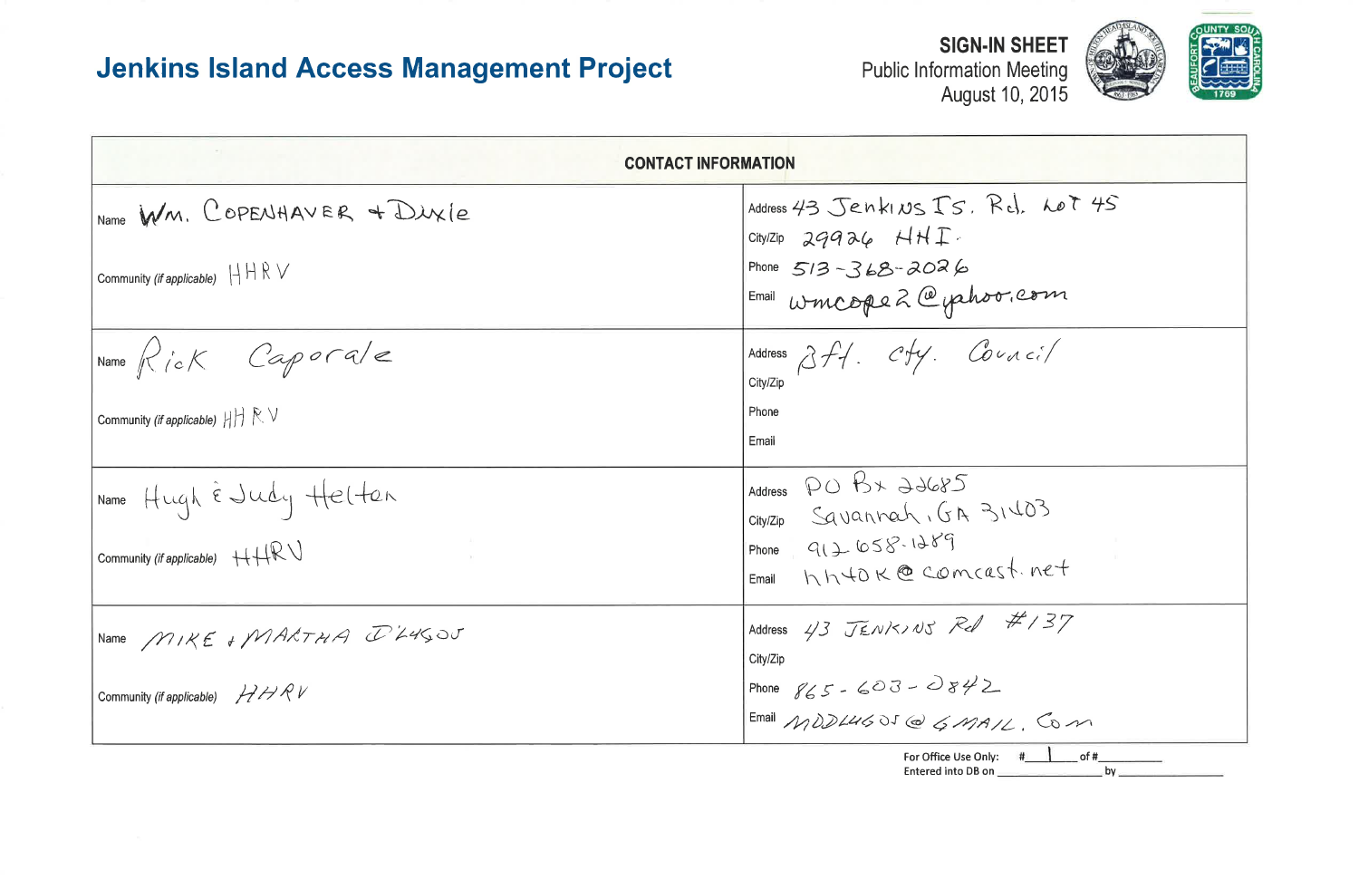# Jenkins Island Access Management Project

**SIGN-IN SHEET**
Public Information Meeting
August 10, 2015

| CONTACT INFORMATION | |
|---|---|
| Name: Wm. Copenhaver + Dixie<br>Community (if applicable): HHRV | Address: 43 Jenkins Is. Rd. Lot 45<br>City/Zip: 29926 HHI.<br>Phone: 513-368-2026<br>Email: wmcope2@yahoo.com |
| Name: Rick Caporale<br>Community (if applicable): HH RV | Address: Bft. Cty. Council<br>City/Zip:<br>Phone:<br>Email: |
| Name: Hugh & Judy Helton<br>Community (if applicable): HHRV | Address: PO Bx 22685<br>City/Zip: Savannah, GA 31403<br>Phone: 912-658-1289<br>Email: hh40k@comcast.net |
| Name: Mike + Martha D'Lugos<br>Community (if applicable): HHRV | Address: 43 Jenkins Rd #137<br>City/Zip:<br>Phone: 865-603-0842<br>Email: MDDLUGOS@GMAIL.Com |

For Office Use Only: #\_\_1\_\_ of #\_\_\_\_\_\_
Entered into DB on \_\_\_\_\_\_\_\_ by \_\_\_\_\_\_\_\_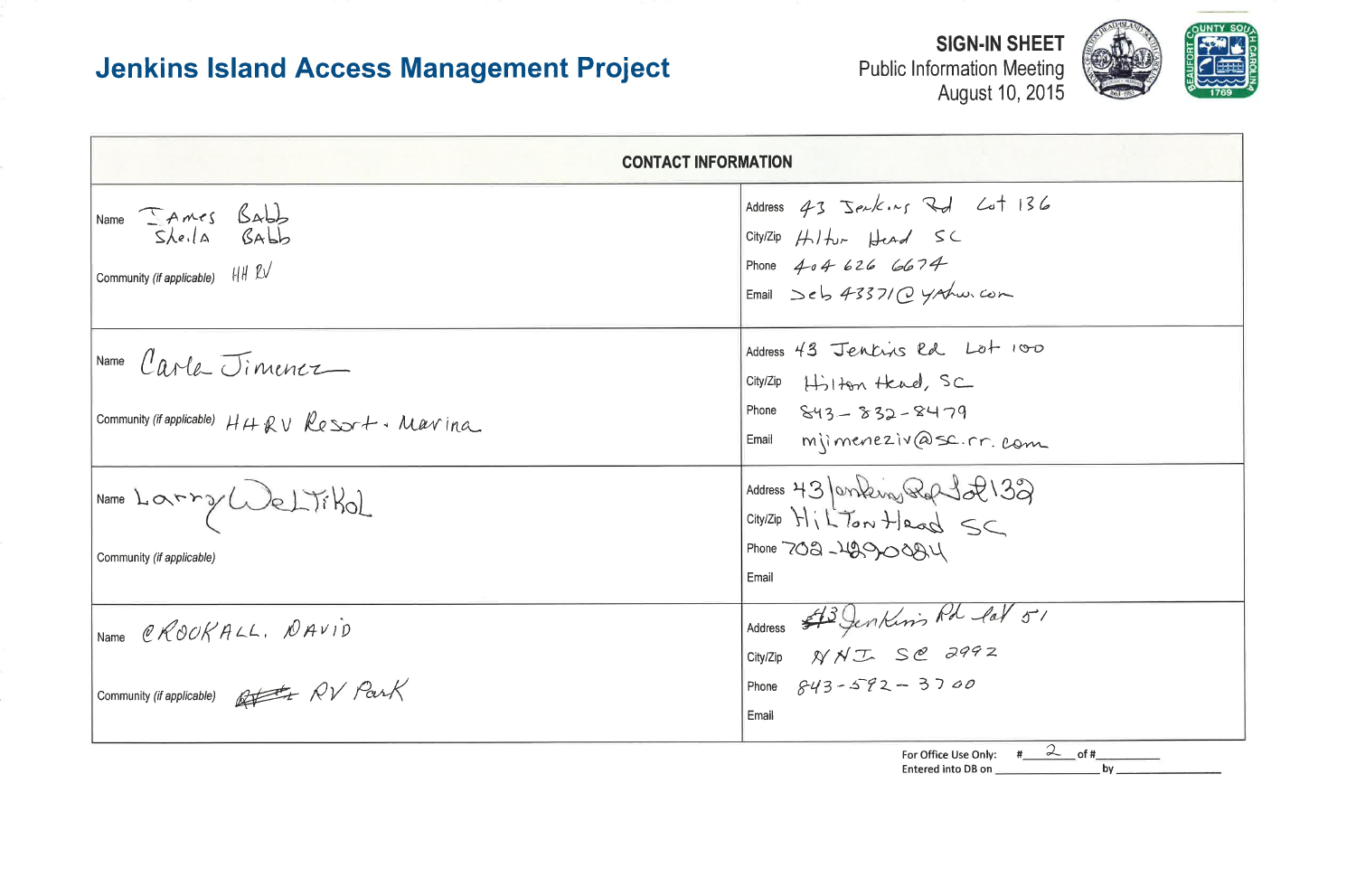# Jenkins Island Access Management Project

**SIGN-IN SHEET**
Public Information Meeting
August 10, 2015

| CONTACT INFORMATION | |
|---|---|
| Name: James Babb, Sheila Babb<br>Community (*if applicable*): HH RV | Address: 43 Jenkins Rd Lot 136<br>City/Zip: Hilton Head SC<br>Phone: 404 626 6674<br>Email: Jeb43371@yahoo.com |
| Name: Carla Jimenez<br>Community (*if applicable*): HHRV Resort & Marina | Address: 43 Jenkins Rd Lot 100<br>City/Zip: Hilton Head, SC<br>Phone: 843-832-8479<br>Email: mjimeneziv@sc.rr.com |
| Name: Larry Weltikol<br>Community (*if applicable*): | Address: 43 Jenkins Rd Lot 132<br>City/Zip: Hilton Head SC<br>Phone: 702-429-0084<br>Email: |
| Name: CROOKALL, DAVID<br>Community (*if applicable*): ~~RV~~ RV Park | Address: ~~43~~ 43 Jenkins Rd lot 51<br>City/Zip: HHI SC 29926<br>Phone: 843-592-3700<br>Email: |

For Office Use Only: # 2 of # ______
Entered into DB on ______ by ______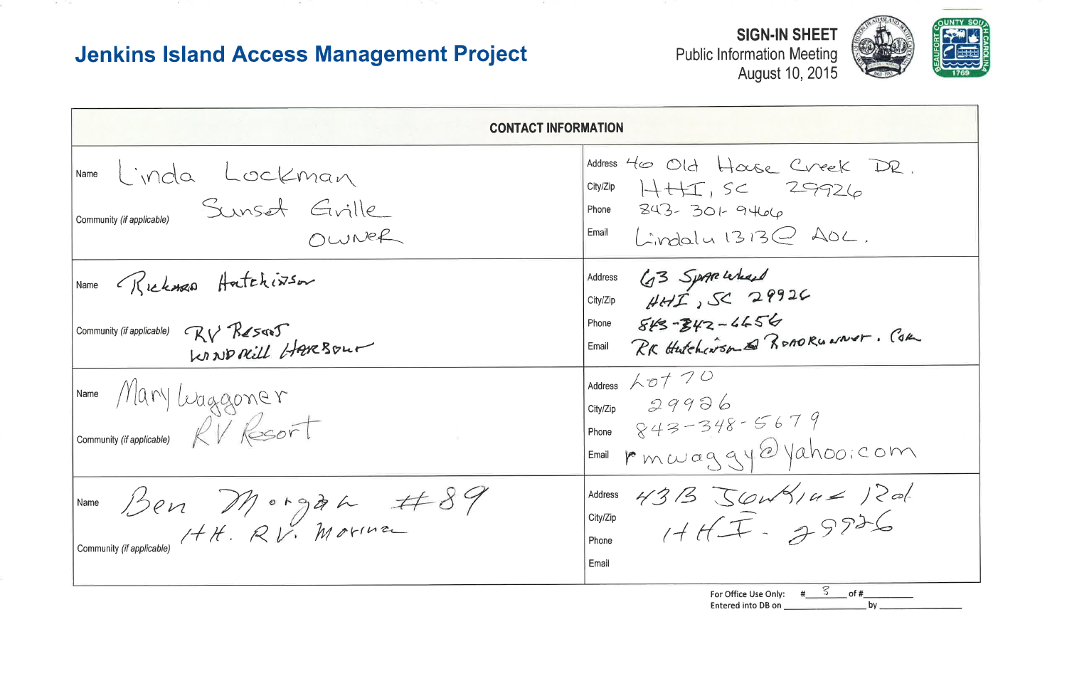# Jenkins Island Access Management Project

**SIGN-IN SHEET**
Public Information Meeting
August 10, 2015

| CONTACT INFORMATION | |
|---|---|
| Name: Linda Lockman<br>Community *(if applicable)*: Sunset Grille Owner | Address: 40 Old House Creek DR.<br>City/Zip: HHI, SC 29926<br>Phone: 843-301-9466<br>Email: Lindalu1313@AOL. |
| Name: Richard Hutchinson<br>Community *(if applicable)*: RV Resort Windmill Harbour | Address: 63 Sparwheel<br>City/Zip: HHI, SC 29926<br>Phone: 843-342-6656<br>Email: RK Hutchinson@RoadRunner.Com |
| Name: Mary Waggoner<br>Community *(if applicable)*: RV Resort | Address: Lot 70<br>City/Zip: 29926<br>Phone: 843-348-5679<br>Email: rmwaggy@yahoo.com |
| Name: Ben Morgan #89<br>Community *(if applicable)*: H.H. RV. Marina | Address: 43B Jenkins Rd.<br>City/Zip: HHI. 29926<br>Phone:<br>Email: |

For Office Use Only: # 3 of #\_\_\_\_\_\_
Entered into DB on \_\_\_\_\_\_\_\_ by \_\_\_\_\_\_\_\_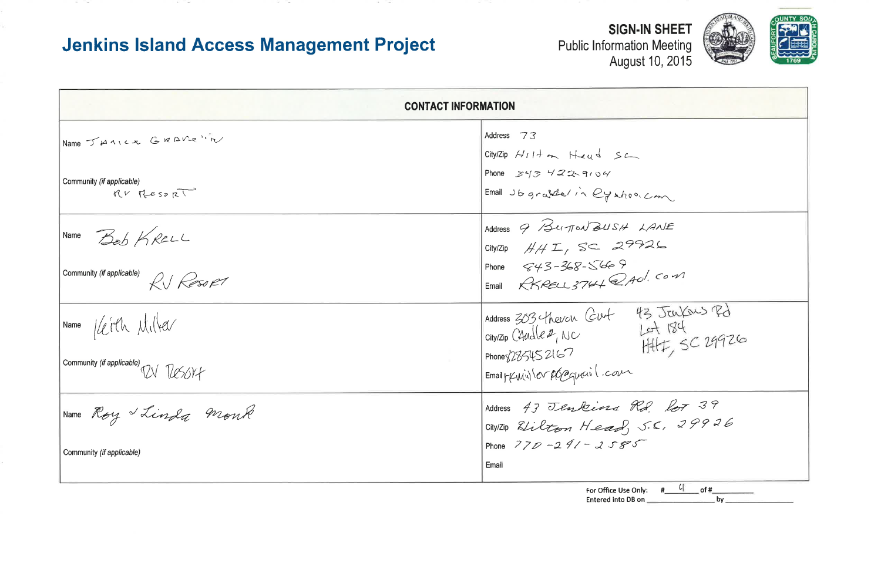# Jenkins Island Access Management Project

**SIGN-IN SHEET**
Public Information Meeting
August 10, 2015

| CONTACT INFORMATION | |
|---|---|
| Name Janice Gravelin<br><br>Community *(if applicable)* RV Resort | Address 73<br>City/Zip Hilton Head SC<br>Phone 843 422-9104<br>Email J6gravelin@yahoo.com |
| Name Bob Krell<br><br>Community *(if applicable)* RV Resort | Address 9 Buttonbush Lane<br>City/Zip HHI, SC 29926<br>Phone 843-368-5669<br>Email RKRELL3744@Aol.com |
| Name Keith Miller<br><br>Community *(if applicable)* RV Resort | Address 303 Theron Crt<br>City/Zip Cradle#, NC<br>Phone 828545 2167<br>Email rkmiller86@gmail.com<br>43 Jenkins Rd Lot 184 HHI, SC 29926 |
| Name Roy & Linda Monk<br><br>Community *(if applicable)* | Address 43 Jenkins Rd. Lot 39<br>City/Zip Hilton Head, S.C. 29926<br>Phone 770-241-2585<br>Email |

For Office Use Only: # 4 of # ______
Entered into DB on ______ by ______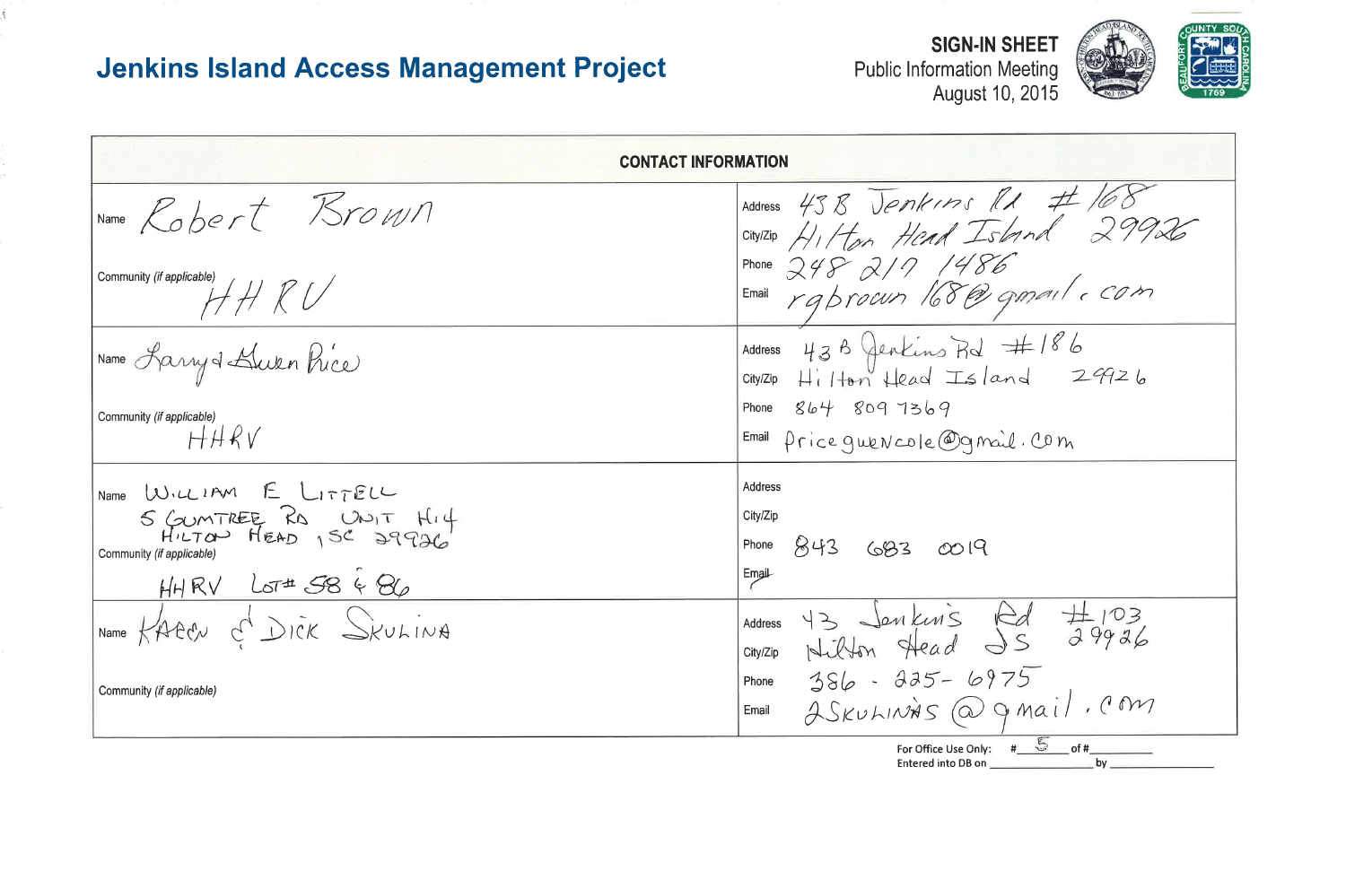# Jenkins Island Access Management Project

**SIGN-IN SHEET**
Public Information Meeting
August 10, 2015

| CONTACT INFORMATION | |
|---|---|
| Name Robert Brown<br><br>Community *(if applicable)* HHRV | Address 43B Jenkins Rd #168<br>City/Zip Hilton Head Island 29926<br>Phone 248 217 1486<br>Email rgbrown168@gmail.com |
| Name Larry & Gwen Price<br><br>Community *(if applicable)* HHRV | Address 43B Jenkins Rd #186<br>City/Zip Hilton Head Island 29926<br>Phone 864 809 7369<br>Email pricegwencole@gmail.com |
| Name WILLIAM E LITTELL<br>5 GUMTREE RD UNIT H14<br>HILTON HEAD, SC 29926<br>Community *(if applicable)* HHRV LOT# 58 & 86 | Address<br>City/Zip<br>Phone 843 683 0019<br>Email |
| Name KAREN & DICK SKULINA<br><br>Community *(if applicable)* | Address 43 Jenkins Rd #103<br>City/Zip Hilton Head SC 29926<br>Phone 386-225-6975<br>Email 2SKULINAS@gmail.com |

For Office Use Only: # 5 of # \_\_\_\_\_\_\_\_
Entered into DB on \_\_\_\_\_\_\_\_\_\_\_\_ by \_\_\_\_\_\_\_\_\_\_\_\_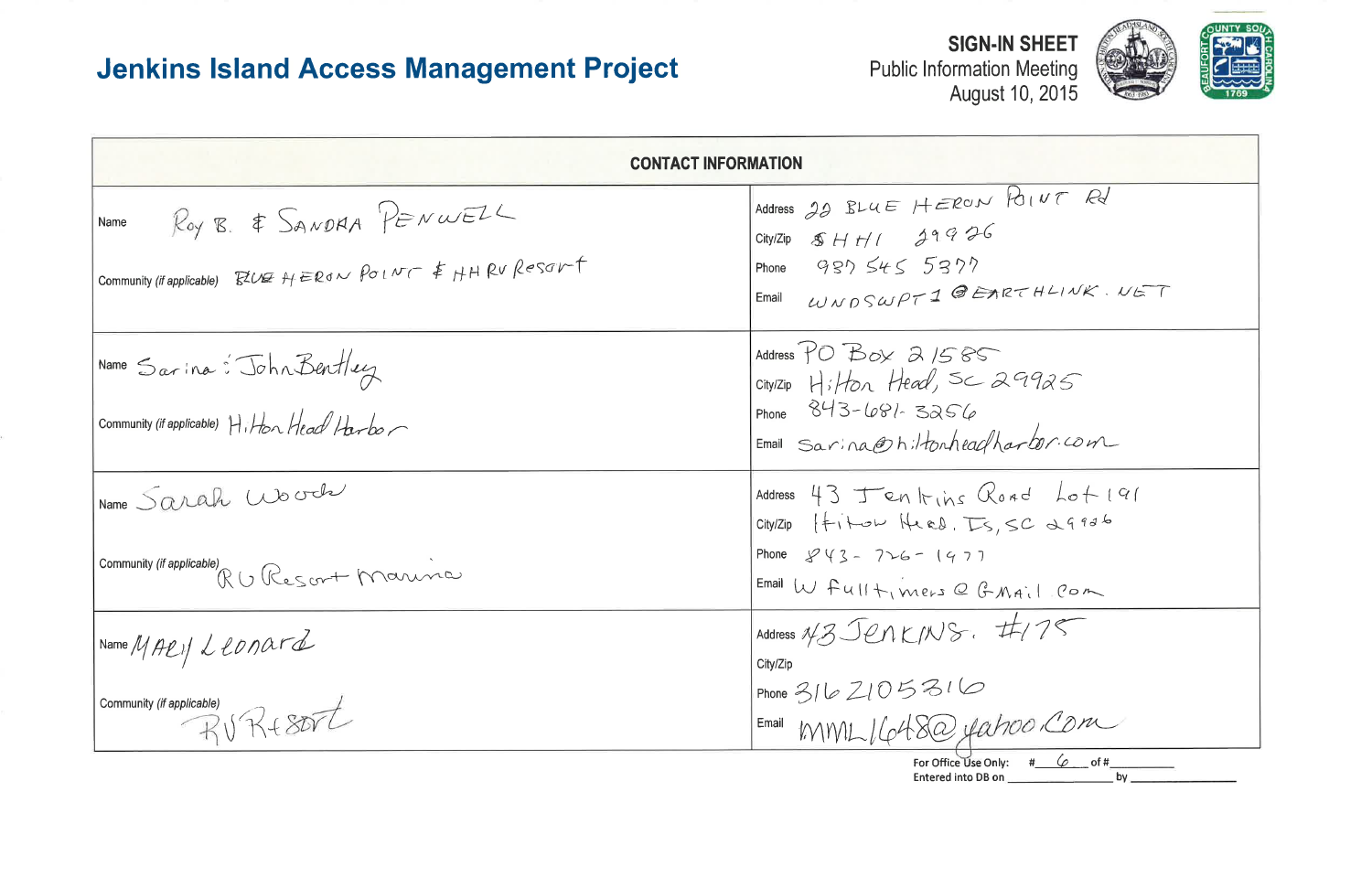# Jenkins Island Access Management Project

**SIGN-IN SHEET**
Public Information Meeting
August 10, 2015

| CONTACT INFORMATION | |
|---|---|
| Name: Roy B. & Sandra Penwell<br><br>Community (if applicable): Blue Heron Point & HH RV Resort | Address: 22 Blue Heron Point Rd<br>City/Zip: SHHI 29926<br>Phone: 937 545 5377<br>Email: WNDSWPT1@EARTHLINK.NET |
| Name: Sarina : John Bentley<br><br>Community (if applicable): Hilton Head Harbor | Address: PO Box 21585<br>City/Zip: Hilton Head, SC 29925<br>Phone: 843-681-3256<br>Email: sarina@hiltonheadharbor.com |
| Name: Sarah Woods<br><br>Community (if applicable): RV Resort Marina | Address: 43 Jenkins Road Lot 191<br>City/Zip: Hilton Head. Is, SC 29926<br>Phone: 843-726-1477<br>Email: Wfulltimers@GMail.com |
| Name: Mary Leonard<br><br>Community (if applicable): RV Resort | Address: 43 Jenkins. #175<br>City/Zip:<br>Phone: 316 2105316<br>Email: MML1648@yahoo.com |

For Office Use Only: # 6 of # ______
Entered into DB on ______ by ______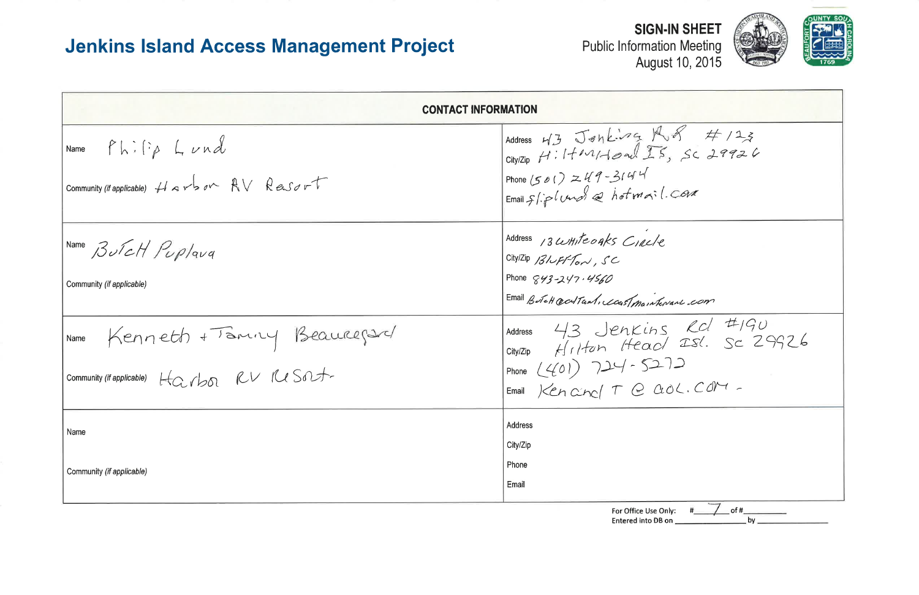# Jenkins Island Access Management Project

**SIGN-IN SHEET**
Public Information Meeting
August 10, 2015

| CONTACT INFORMATION | |
|---|---|
| Name: Philip Lund<br>Community *(if applicable)*: Harbor RV Resort | Address: 43 Jenkins Rd #123<br>City/Zip: Hilton Head IS, SC 29926<br>Phone: (501) 249-3144<br>Email: fiplund@hotmail.com |
| Name: Butch Puplava<br>Community *(if applicable)*: | Address: 13 Whiteoaks Circle<br>City/Zip: Bluffton, SC<br>Phone: 843-247-4560<br>Email: Butch@coastalcoastmaintenance.com |
| Name: Kenneth + Tammy Beauregard<br>Community *(if applicable)*: Harbor RV Resort | Address: 43 Jenkins Rd #190<br>City/Zip: Hilton Head Isl. SC 29926<br>Phone: (401) 724-5272<br>Email: KenandT@aol.com |
| Name:<br>Community *(if applicable)*: | Address:<br>City/Zip:<br>Phone:<br>Email: |

For Office Use Only: # 7 of # ______
Entered into DB on ______________ by ______________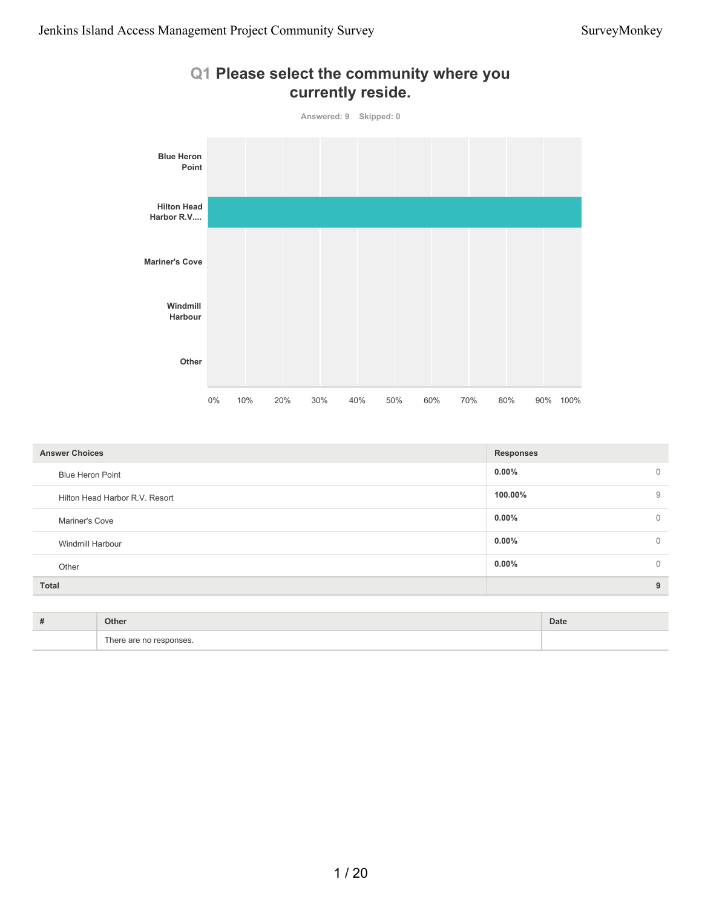## Q1 Please select the community where you currently reside.

Answered: 9 Skipped: 0

| Answer Choices | Responses | |
|---|---|---|
| Blue Heron Point | 0.00% | 0 |
| Hilton Head Harbor R.V. Resort | 100.00% | 9 |
| Mariner's Cove | 0.00% | 0 |
| Windmill Harbour | 0.00% | 0 |
| Other | 0.00% | 0 |
| **Total** | | **9** |

| # | Other | Date |
|---|---|---|
| | There are no responses. | |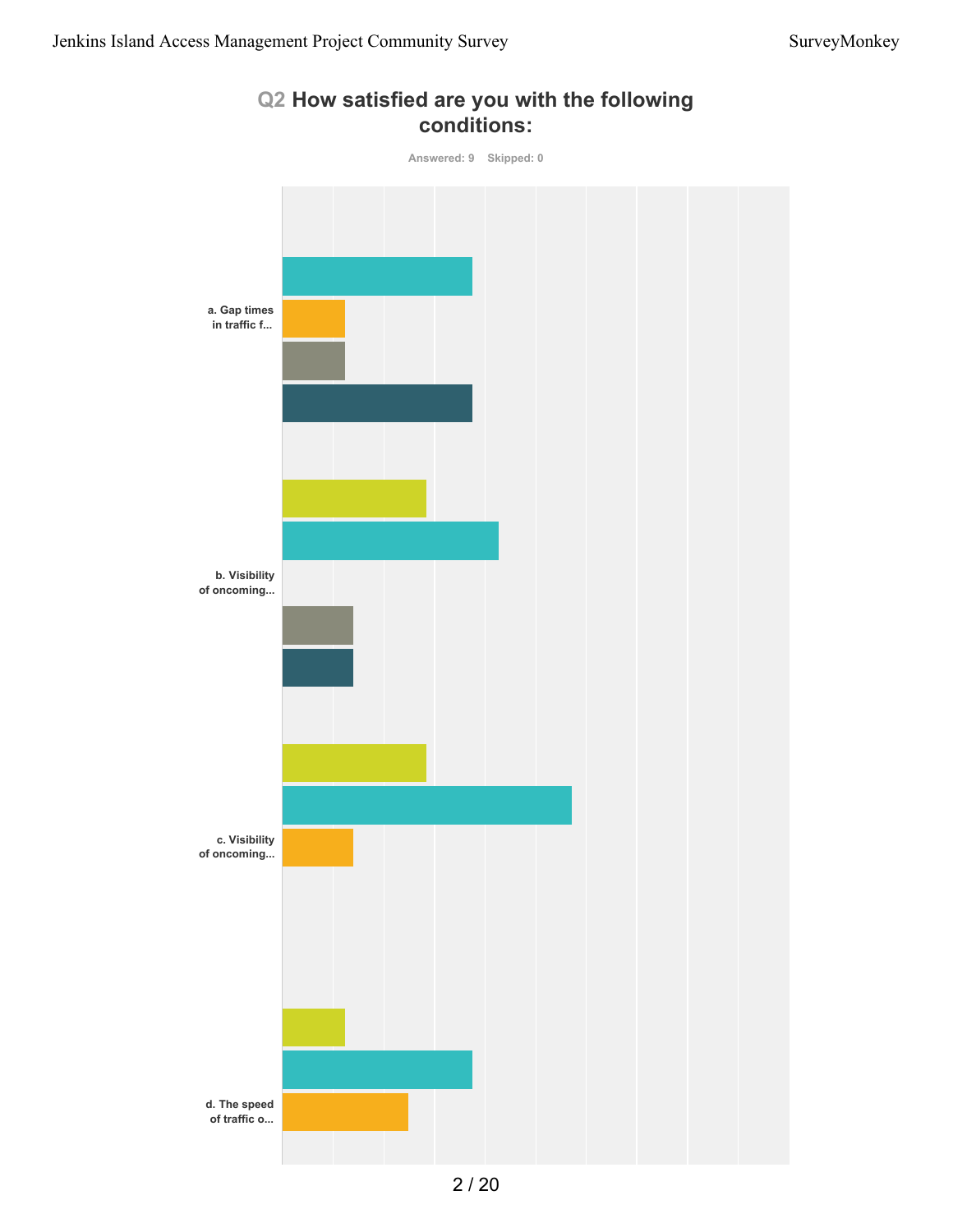## Q2 How satisfied are you with the following conditions:

Answered: 9 Skipped: 0

a. Gap times in traffic f...

b. Visibility of oncoming...

c. Visibility of oncoming...

d. The speed of traffic o...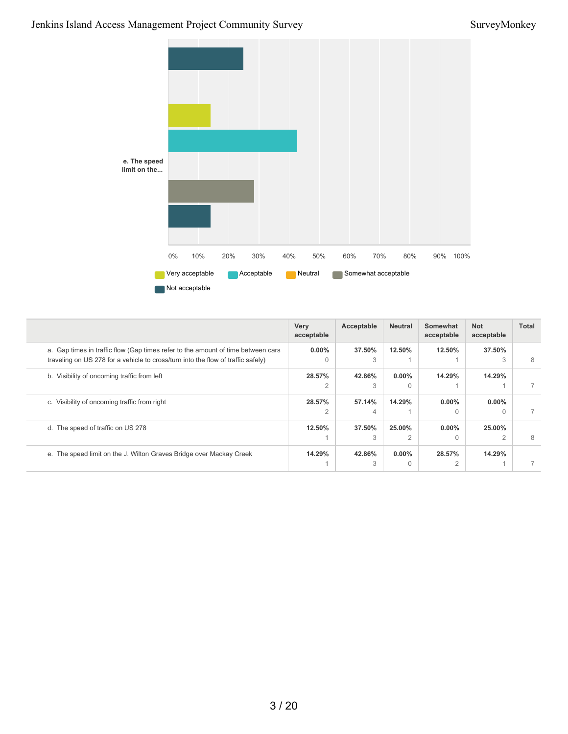e. The speed limit on the...

0% 10% 20% 30% 40% 50% 60% 70% 80% 90% 100%

Very acceptable | Acceptable | Neutral | Somewhat acceptable | Not acceptable

| | Very acceptable | Acceptable | Neutral | Somewhat acceptable | Not acceptable | Total |
|---|---|---|---|---|---|---|
| a. Gap times in traffic flow (Gap times refer to the amount of time between cars traveling on US 278 for a vehicle to cross/turn into the flow of traffic safely) | **0.00%** 0 | **37.50%** 3 | **12.50%** 1 | **12.50%** 1 | **37.50%** 3 | 8 |
| b. Visibility of oncoming traffic from left | **28.57%** 2 | **42.86%** 3 | **0.00%** 0 | **14.29%** 1 | **14.29%** 1 | 7 |
| c. Visibility of oncoming traffic from right | **28.57%** 2 | **57.14%** 4 | **14.29%** 1 | **0.00%** 0 | **0.00%** 0 | 7 |
| d. The speed of traffic on US 278 | **12.50%** 1 | **37.50%** 3 | **25.00%** 2 | **0.00%** 0 | **25.00%** 2 | 8 |
| e. The speed limit on the J. Wilton Graves Bridge over Mackay Creek | **14.29%** 1 | **42.86%** 3 | **0.00%** 0 | **28.57%** 2 | **14.29%** 1 | 7 |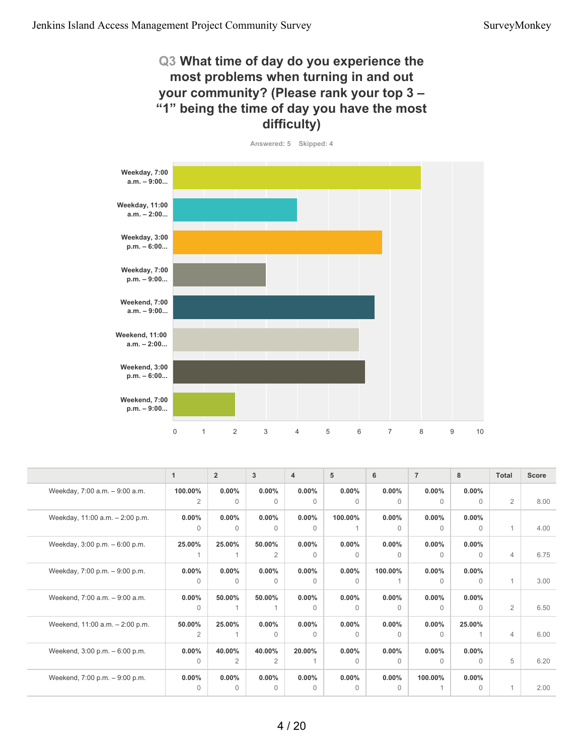## Q3 What time of day do you experience the most problems when turning in and out your community? (Please rank your top 3 – "1" being the time of day you have the most difficulty)

Answered: 5 Skipped: 4

| | 1 | 2 | 3 | 4 | 5 | 6 | 7 | 8 | Total | Score |
|---|---|---|---|---|---|---|---|---|---|---|
| Weekday, 7:00 a.m. – 9:00 a.m. | 100.00% 2 | 0.00% 0 | 0.00% 0 | 0.00% 0 | 0.00% 0 | 0.00% 0 | 0.00% 0 | 0.00% 0 | 2 | 8.00 |
| Weekday, 11:00 a.m. – 2:00 p.m. | 0.00% 0 | 0.00% 0 | 0.00% 0 | 0.00% 0 | 100.00% 1 | 0.00% 0 | 0.00% 0 | 0.00% 0 | 1 | 4.00 |
| Weekday, 3:00 p.m. – 6:00 p.m. | 25.00% 1 | 25.00% 1 | 50.00% 2 | 0.00% 0 | 0.00% 0 | 0.00% 0 | 0.00% 0 | 0.00% 0 | 4 | 6.75 |
| Weekday, 7:00 p.m. – 9:00 p.m. | 0.00% 0 | 0.00% 0 | 0.00% 0 | 0.00% 0 | 0.00% 0 | 100.00% 1 | 0.00% 0 | 0.00% 0 | 1 | 3.00 |
| Weekend, 7:00 a.m. – 9:00 a.m. | 0.00% 0 | 50.00% 1 | 50.00% 1 | 0.00% 0 | 0.00% 0 | 0.00% 0 | 0.00% 0 | 0.00% 0 | 2 | 6.50 |
| Weekend, 11:00 a.m. – 2:00 p.m. | 50.00% 2 | 25.00% 1 | 0.00% 0 | 0.00% 0 | 0.00% 0 | 0.00% 0 | 0.00% 0 | 25.00% 1 | 4 | 6.00 |
| Weekend, 3:00 p.m. – 6:00 p.m. | 0.00% 0 | 40.00% 2 | 40.00% 2 | 20.00% 1 | 0.00% 0 | 0.00% 0 | 0.00% 0 | 0.00% 0 | 5 | 6.20 |
| Weekend, 7:00 p.m. – 9:00 p.m. | 0.00% 0 | 0.00% 0 | 0.00% 0 | 0.00% 0 | 0.00% 0 | 0.00% 0 | 100.00% 1 | 0.00% 0 | 1 | 2.00 |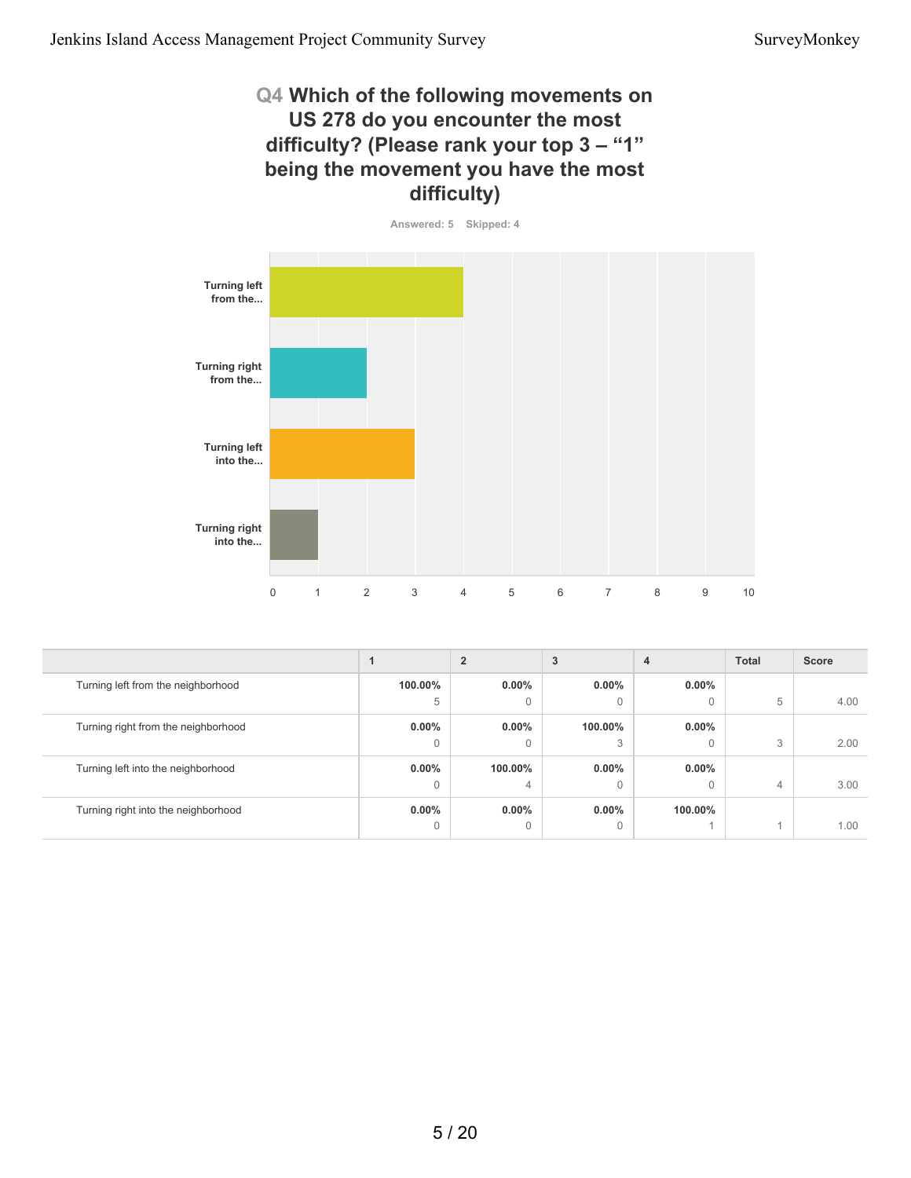## Q4 Which of the following movements on US 278 do you encounter the most difficulty? (Please rank your top 3 – "1" being the movement you have the most difficulty)

Answered: 5 Skipped: 4

| | 1 | 2 | 3 | 4 | Total | Score |
|---|---|---|---|---|---|---|
| Turning left from the neighborhood | 100.00% 5 | 0.00% 0 | 0.00% 0 | 0.00% 0 | 5 | 4.00 |
| Turning right from the neighborhood | 0.00% 0 | 0.00% 0 | 100.00% 3 | 0.00% 0 | 3 | 2.00 |
| Turning left into the neighborhood | 0.00% 0 | 100.00% 4 | 0.00% 0 | 0.00% 0 | 4 | 3.00 |
| Turning right into the neighborhood | 0.00% 0 | 0.00% 0 | 0.00% 0 | 100.00% 1 | 1 | 1.00 |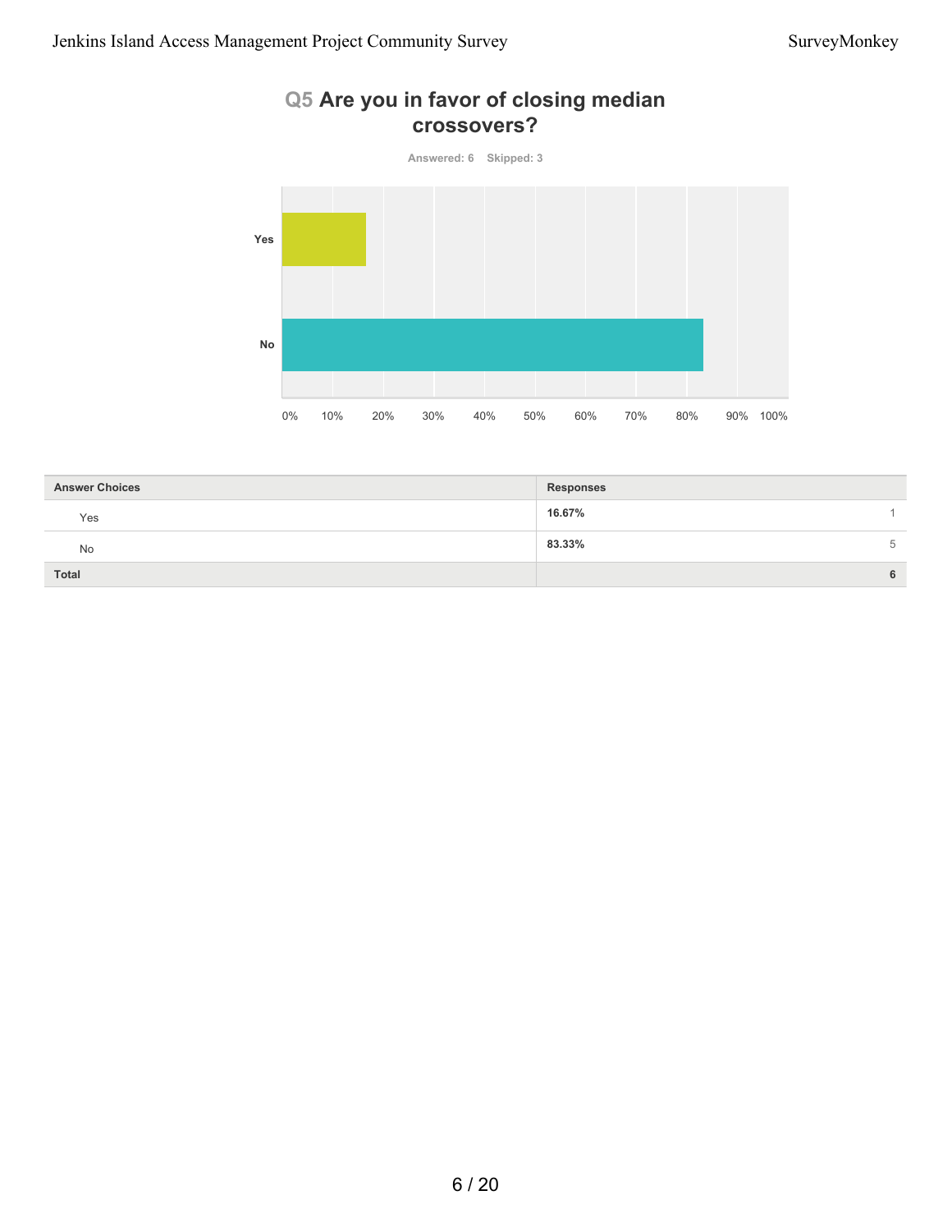## Q5 Are you in favor of closing median crossovers?

Answered: 6 Skipped: 3

| Answer Choices | Responses | |
|---|---|---|
| Yes | 16.67% | 1 |
| No | 83.33% | 5 |
| **Total** | | **6** |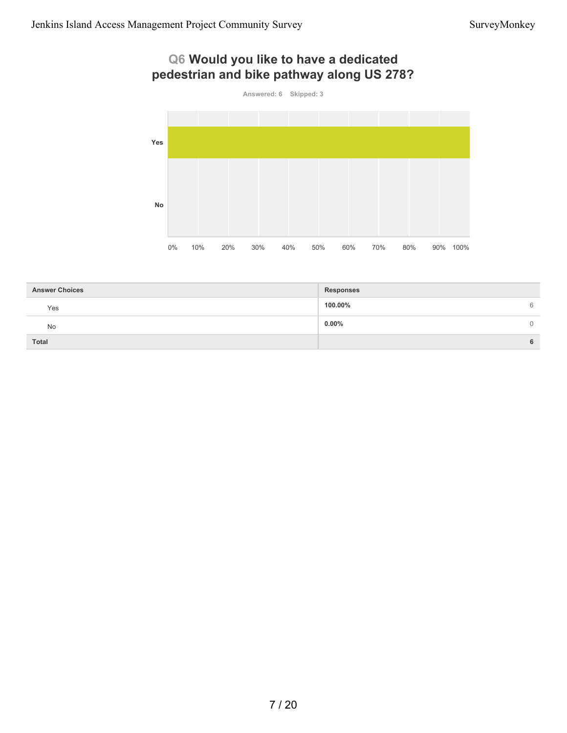## Q6 Would you like to have a dedicated pedestrian and bike pathway along US 278?

Answered: 6 Skipped: 3

| Answer Choices | Responses | |
|---|---|---|
| Yes | **100.00%** | 6 |
| No | **0.00%** | 0 |
| **Total** | | **6** |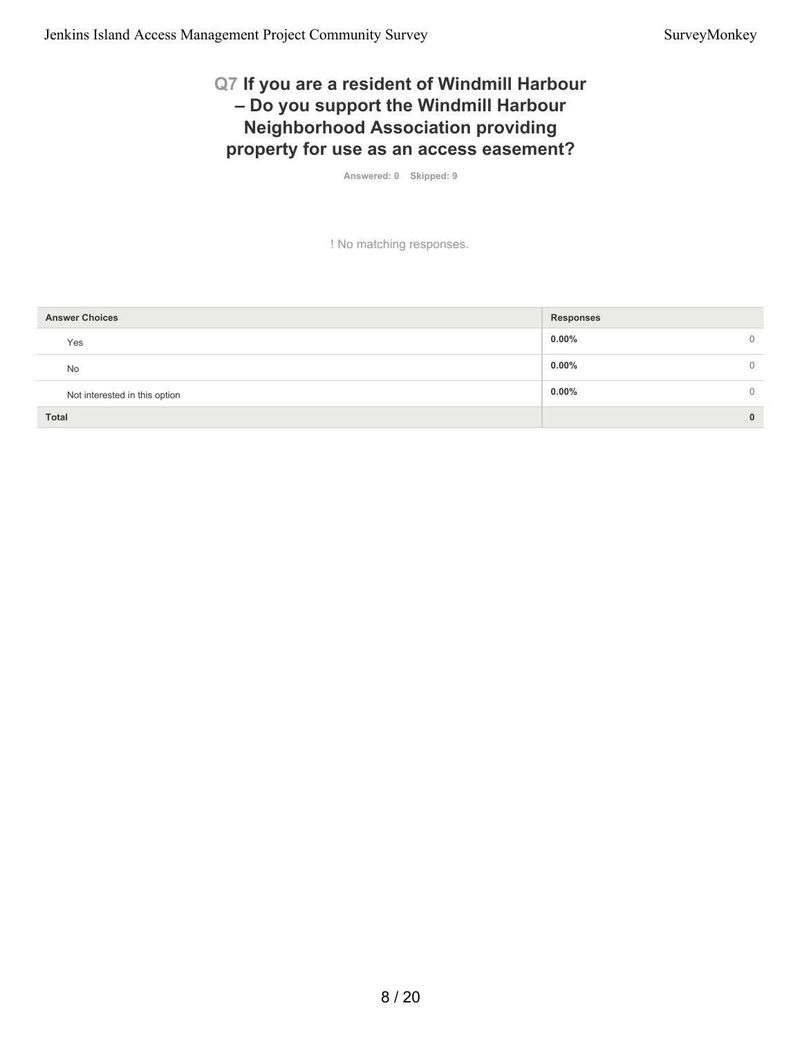## Q7 If you are a resident of Windmill Harbour – Do you support the Windmill Harbour Neighborhood Association providing property for use as an access easement?

Answered: 0 Skipped: 9

! No matching responses.

| Answer Choices | Responses | |
|---|---|---|
| Yes | 0.00% | 0 |
| No | 0.00% | 0 |
| Not interested in this option | 0.00% | 0 |
| **Total** | | **0** |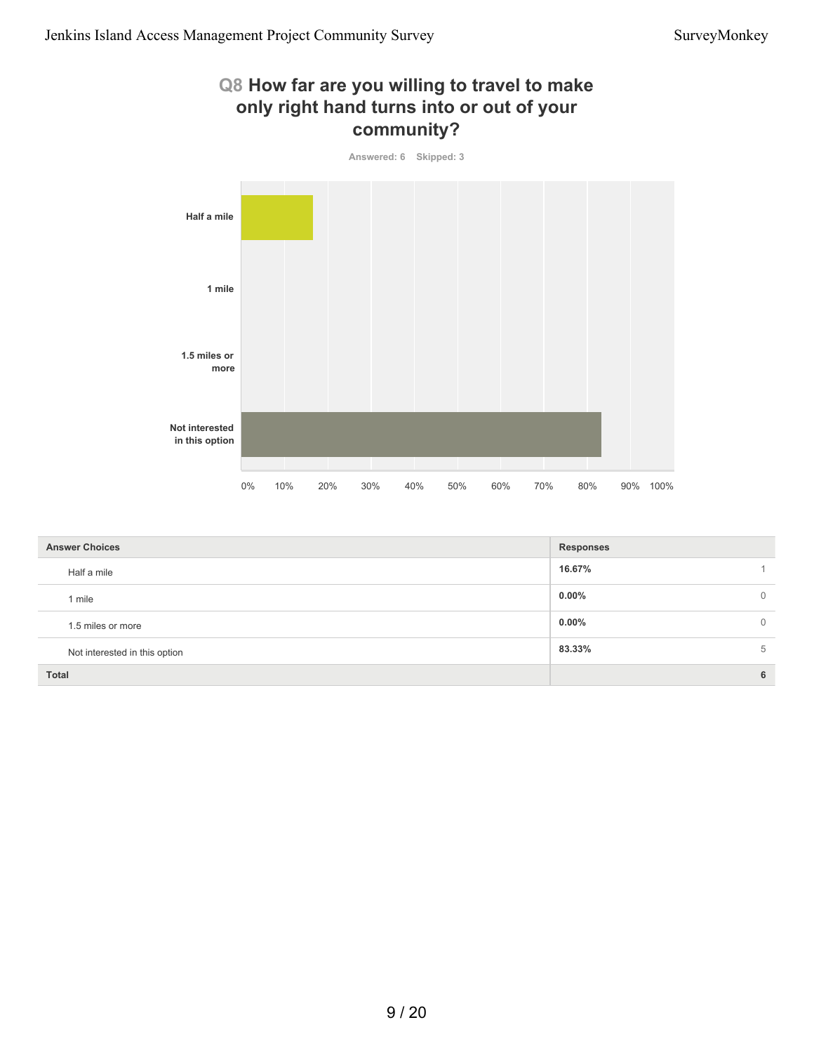## Q8 How far are you willing to travel to make only right hand turns into or out of your community?

Answered: 6 Skipped: 3

| Answer Choices | Responses | |
|---|---|---|
| Half a mile | 16.67% | 1 |
| 1 mile | 0.00% | 0 |
| 1.5 miles or more | 0.00% | 0 |
| Not interested in this option | 83.33% | 5 |
| **Total** | | **6** |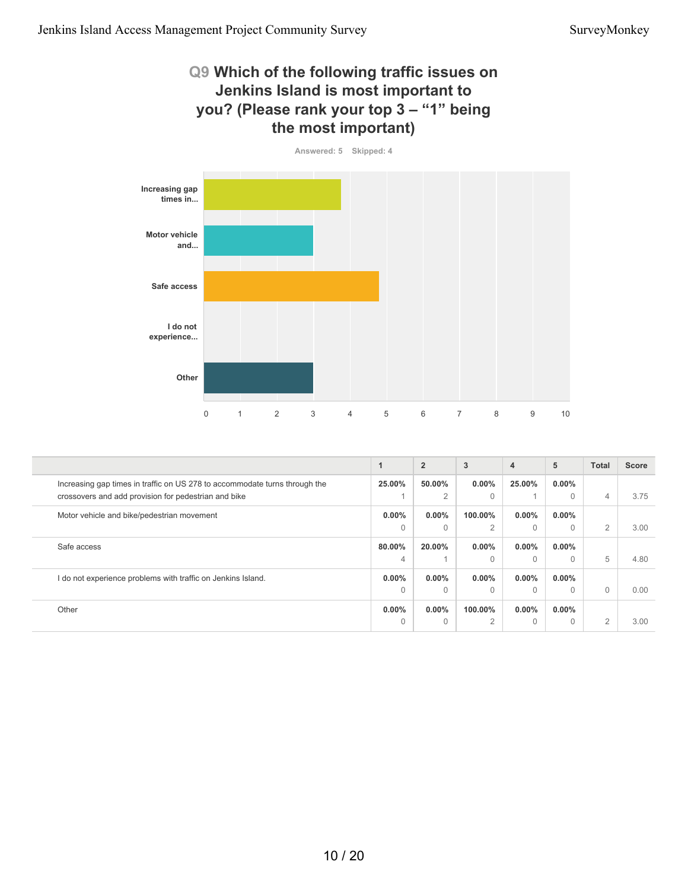## Q9 Which of the following traffic issues on Jenkins Island is most important to you? (Please rank your top 3 – "1" being the most important)

Answered: 5 Skipped: 4

| | 1 | 2 | 3 | 4 | 5 | Total | Score |
|---|---|---|---|---|---|---|---|
| Increasing gap times in traffic on US 278 to accommodate turns through the crossovers and add provision for pedestrian and bike | 25.00% 1 | 50.00% 2 | 0.00% 0 | 25.00% 1 | 0.00% 0 | 4 | 3.75 |
| Motor vehicle and bike/pedestrian movement | 0.00% 0 | 0.00% 0 | 100.00% 2 | 0.00% 0 | 0.00% 0 | 2 | 3.00 |
| Safe access | 80.00% 4 | 20.00% 1 | 0.00% 0 | 0.00% 0 | 0.00% 0 | 5 | 4.80 |
| I do not experience problems with traffic on Jenkins Island. | 0.00% 0 | 0.00% 0 | 0.00% 0 | 0.00% 0 | 0.00% 0 | 0 | 0.00 |
| Other | 0.00% 0 | 0.00% 0 | 100.00% 2 | 0.00% 0 | 0.00% 0 | 2 | 3.00 |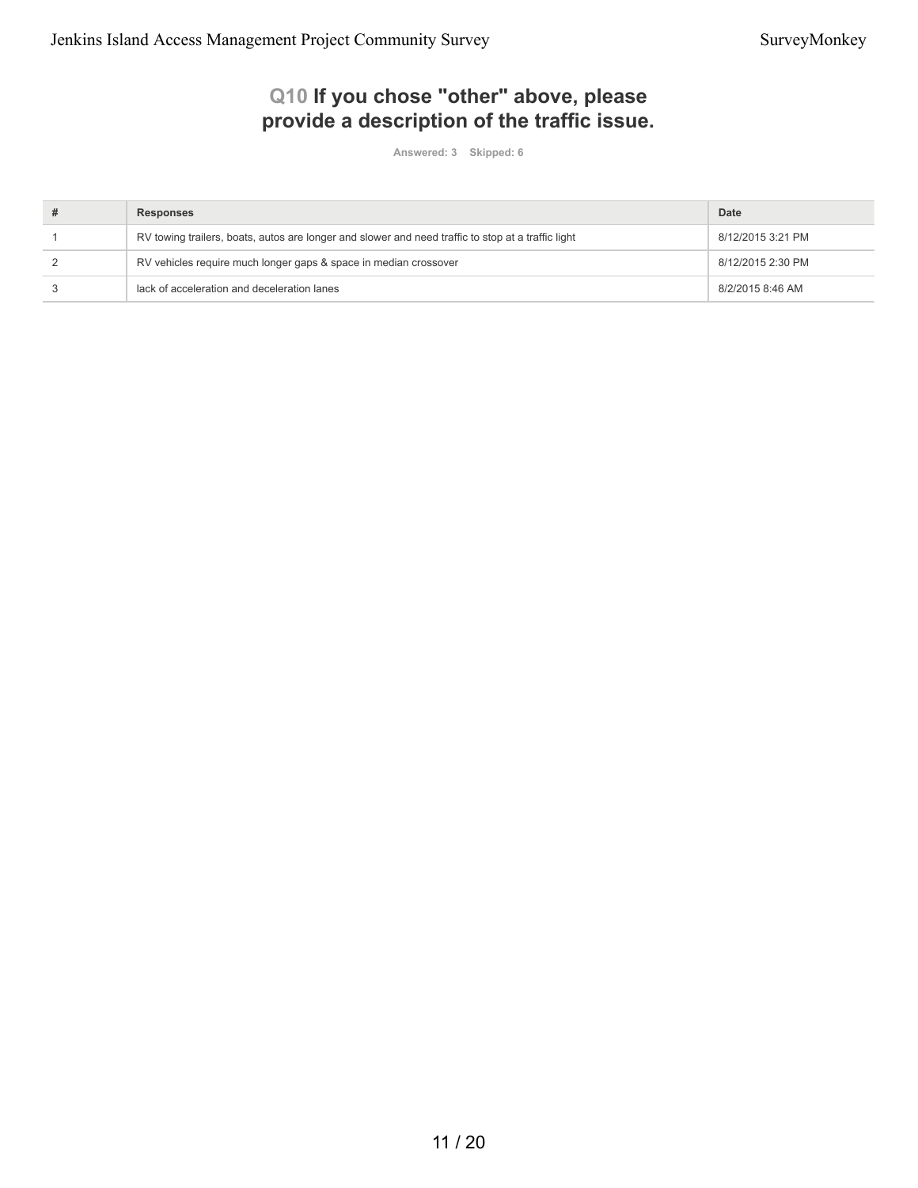## Q10 If you chose "other" above, please provide a description of the traffic issue.

Answered: 3 Skipped: 6

| # | Responses | Date |
| --- | --- | --- |
| 1 | RV towing trailers, boats, autos are longer and slower and need traffic to stop at a traffic light | 8/12/2015 3:21 PM |
| 2 | RV vehicles require much longer gaps & space in median crossover | 8/12/2015 2:30 PM |
| 3 | lack of acceleration and deceleration lanes | 8/2/2015 8:46 AM |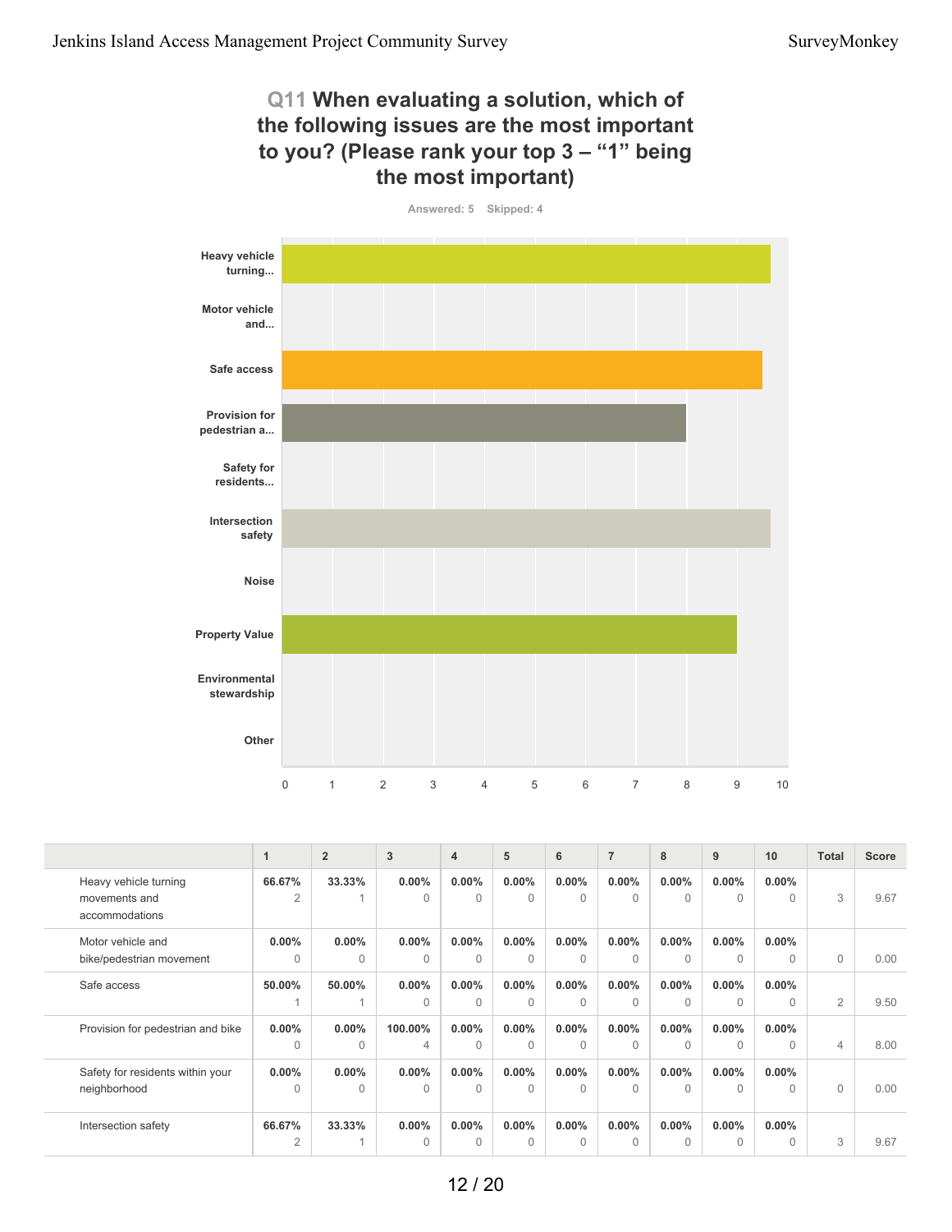## Q11 When evaluating a solution, which of the following issues are the most important to you? (Please rank your top 3 – "1" being the most important)

Answered: 5 Skipped: 4

| | 1 | 2 | 3 | 4 | 5 | 6 | 7 | 8 | 9 | 10 | Total | Score |
|---|---|---|---|---|---|---|---|---|---|---|---|---|
| Heavy vehicle turning movements and accommodations | **66.67%** 2 | **33.33%** 1 | **0.00%** 0 | **0.00%** 0 | **0.00%** 0 | **0.00%** 0 | **0.00%** 0 | **0.00%** 0 | **0.00%** 0 | **0.00%** 0 | 3 | 9.67 |
| Motor vehicle and bike/pedestrian movement | **0.00%** 0 | **0.00%** 0 | **0.00%** 0 | **0.00%** 0 | **0.00%** 0 | **0.00%** 0 | **0.00%** 0 | **0.00%** 0 | **0.00%** 0 | **0.00%** 0 | 0 | 0.00 |
| Safe access | **50.00%** 1 | **50.00%** 1 | **0.00%** 0 | **0.00%** 0 | **0.00%** 0 | **0.00%** 0 | **0.00%** 0 | **0.00%** 0 | **0.00%** 0 | **0.00%** 0 | 2 | 9.50 |
| Provision for pedestrian and bike | **0.00%** 0 | **0.00%** 0 | **100.00%** 4 | **0.00%** 0 | **0.00%** 0 | **0.00%** 0 | **0.00%** 0 | **0.00%** 0 | **0.00%** 0 | **0.00%** 0 | 4 | 8.00 |
| Safety for residents within your neighborhood | **0.00%** 0 | **0.00%** 0 | **0.00%** 0 | **0.00%** 0 | **0.00%** 0 | **0.00%** 0 | **0.00%** 0 | **0.00%** 0 | **0.00%** 0 | **0.00%** 0 | 0 | 0.00 |
| Intersection safety | **66.67%** 2 | **33.33%** 1 | **0.00%** 0 | **0.00%** 0 | **0.00%** 0 | **0.00%** 0 | **0.00%** 0 | **0.00%** 0 | **0.00%** 0 | **0.00%** 0 | 3 | 9.67 |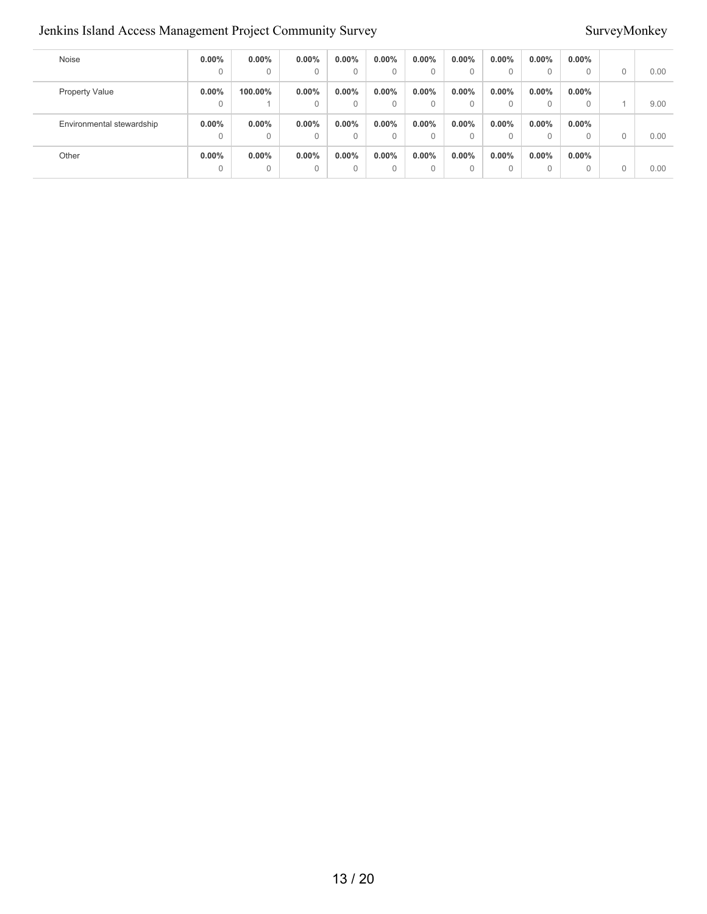| | | | | | | | | | | | | |
|---|---|---|---|---|---|---|---|---|---|---|---|---|
| Noise | **0.00%** 0 | **0.00%** 0 | **0.00%** 0 | **0.00%** 0 | **0.00%** 0 | **0.00%** 0 | **0.00%** 0 | **0.00%** 0 | **0.00%** 0 | **0.00%** 0 | 0 | 0.00 |
| Property Value | **0.00%** 0 | **100.00%** 1 | **0.00%** 0 | **0.00%** 0 | **0.00%** 0 | **0.00%** 0 | **0.00%** 0 | **0.00%** 0 | **0.00%** 0 | **0.00%** 0 | 1 | 9.00 |
| Environmental stewardship | **0.00%** 0 | **0.00%** 0 | **0.00%** 0 | **0.00%** 0 | **0.00%** 0 | **0.00%** 0 | **0.00%** 0 | **0.00%** 0 | **0.00%** 0 | **0.00%** 0 | 0 | 0.00 |
| Other | **0.00%** 0 | **0.00%** 0 | **0.00%** 0 | **0.00%** 0 | **0.00%** 0 | **0.00%** 0 | **0.00%** 0 | **0.00%** 0 | **0.00%** 0 | **0.00%** 0 | 0 | 0.00 |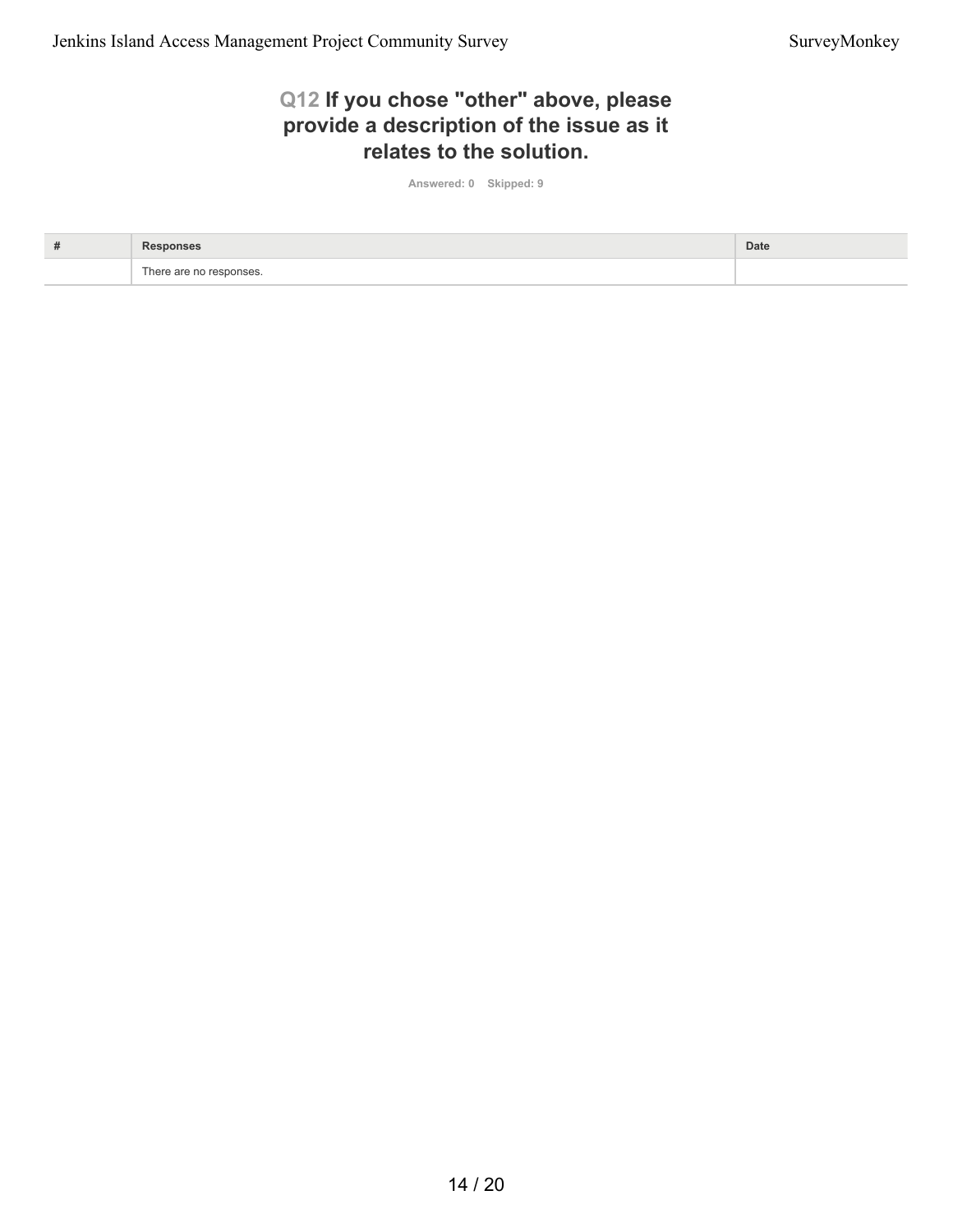## Q12 If you chose "other" above, please provide a description of the issue as it relates to the solution.

Answered: 0    Skipped: 9

| # | Responses | Date |
|---|---|---|
| | There are no responses. | |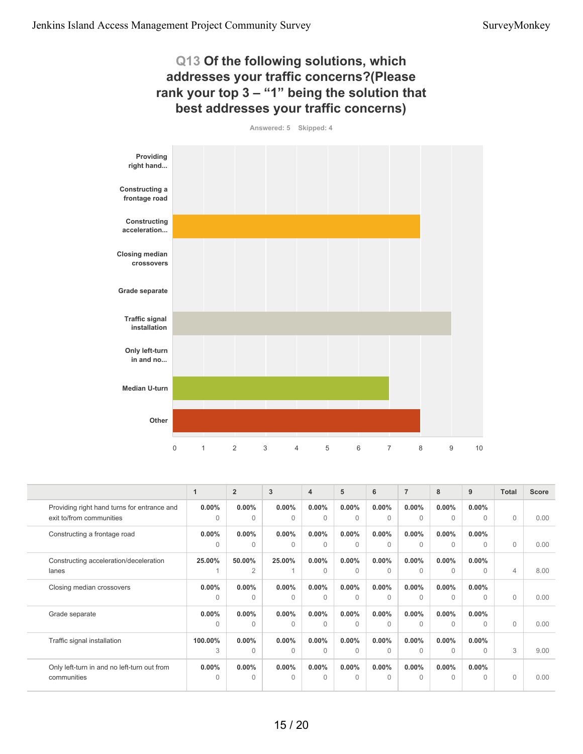## Q13 Of the following solutions, which addresses your traffic concerns?(Please rank your top 3 – "1" being the solution that best addresses your traffic concerns)

Answered: 5 Skipped: 4

| Solution | Score |
|---|---|
| Providing right hand... | 0 |
| Constructing a frontage road | 0 |
| Constructing acceleration... | 8 |
| Closing median crossovers | 0 |
| Grade separate | 0 |
| Traffic signal installation | 9 |
| Only left-turn in and no... | 0 |
| Median U-turn | 7 |
| Other | 8 |

| | 1 | 2 | 3 | 4 | 5 | 6 | 7 | 8 | 9 | Total | Score |
|---|---|---|---|---|---|---|---|---|---|---|---|
| Providing right hand turns for entrance and exit to/from communities | 0.00% 0 | 0.00% 0 | 0.00% 0 | 0.00% 0 | 0.00% 0 | 0.00% 0 | 0.00% 0 | 0.00% 0 | 0.00% 0 | 0 | 0.00 |
| Constructing a frontage road | 0.00% 0 | 0.00% 0 | 0.00% 0 | 0.00% 0 | 0.00% 0 | 0.00% 0 | 0.00% 0 | 0.00% 0 | 0.00% 0 | 0 | 0.00 |
| Constructing acceleration/deceleration lanes | 25.00% 1 | 50.00% 2 | 25.00% 1 | 0.00% 0 | 0.00% 0 | 0.00% 0 | 0.00% 0 | 0.00% 0 | 0.00% 0 | 4 | 8.00 |
| Closing median crossovers | 0.00% 0 | 0.00% 0 | 0.00% 0 | 0.00% 0 | 0.00% 0 | 0.00% 0 | 0.00% 0 | 0.00% 0 | 0.00% 0 | 0 | 0.00 |
| Grade separate | 0.00% 0 | 0.00% 0 | 0.00% 0 | 0.00% 0 | 0.00% 0 | 0.00% 0 | 0.00% 0 | 0.00% 0 | 0.00% 0 | 0 | 0.00 |
| Traffic signal installation | 100.00% 3 | 0.00% 0 | 0.00% 0 | 0.00% 0 | 0.00% 0 | 0.00% 0 | 0.00% 0 | 0.00% 0 | 0.00% 0 | 3 | 9.00 |
| Only left-turn in and no left-turn out from communities | 0.00% 0 | 0.00% 0 | 0.00% 0 | 0.00% 0 | 0.00% 0 | 0.00% 0 | 0.00% 0 | 0.00% 0 | 0.00% 0 | 0 | 0.00 |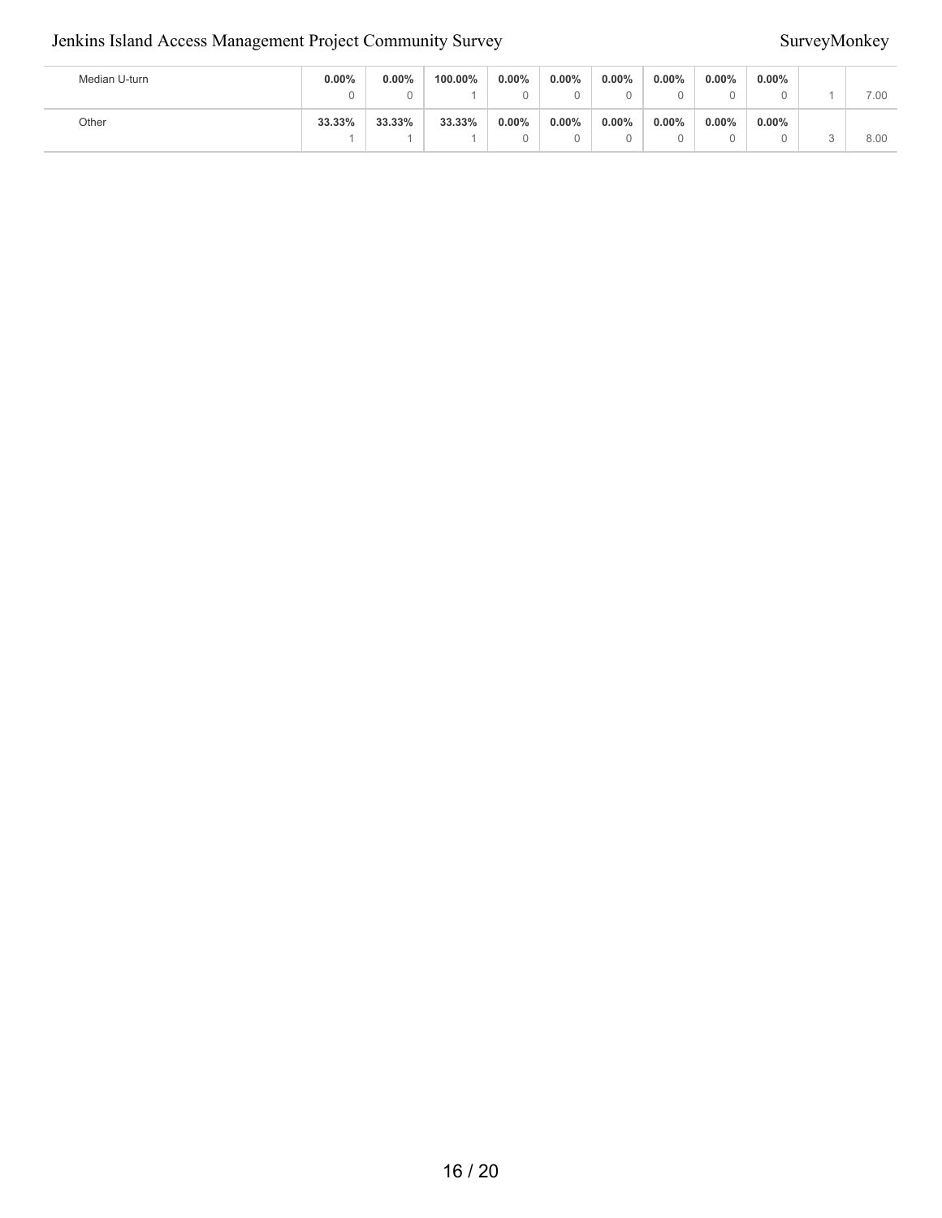| | | | | | | | | | | | |
|---|---|---|---|---|---|---|---|---|---|---|---|
| Median U-turn | **0.00%**<br>0 | **0.00%**<br>0 | **100.00%**<br>1 | **0.00%**<br>0 | **0.00%**<br>0 | **0.00%**<br>0 | **0.00%**<br>0 | **0.00%**<br>0 | **0.00%**<br>0 | 1 | 7.00 |
| Other | **33.33%**<br>1 | **33.33%**<br>1 | **33.33%**<br>1 | **0.00%**<br>0 | **0.00%**<br>0 | **0.00%**<br>0 | **0.00%**<br>0 | **0.00%**<br>0 | **0.00%**<br>0 | 3 | 8.00 |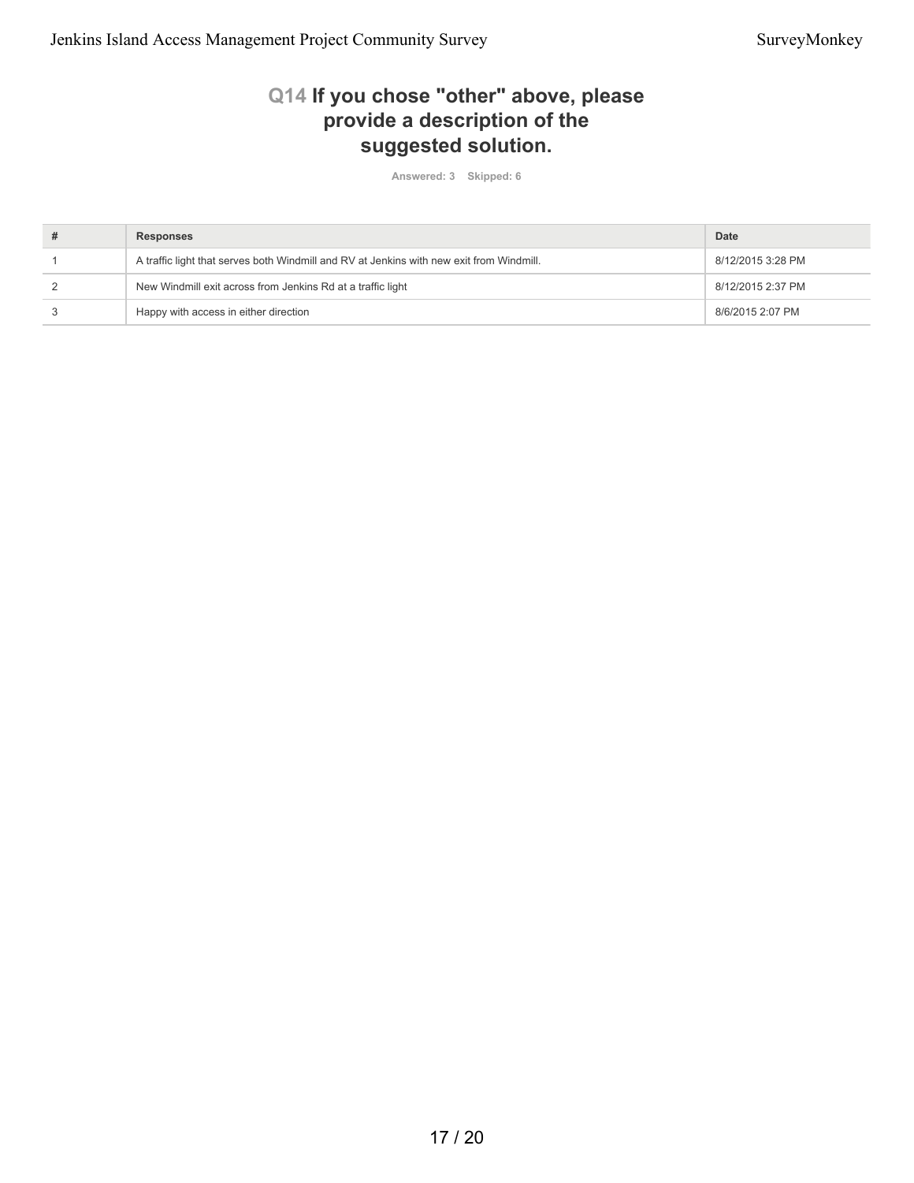## Q14 If you chose "other" above, please provide a description of the suggested solution.

Answered: 3 Skipped: 6

| # | Responses | Date |
|---|---|---|
| 1 | A traffic light that serves both Windmill and RV at Jenkins with new exit from Windmill. | 8/12/2015 3:28 PM |
| 2 | New Windmill exit across from Jenkins Rd at a traffic light | 8/12/2015 2:37 PM |
| 3 | Happy with access in either direction | 8/6/2015 2:07 PM |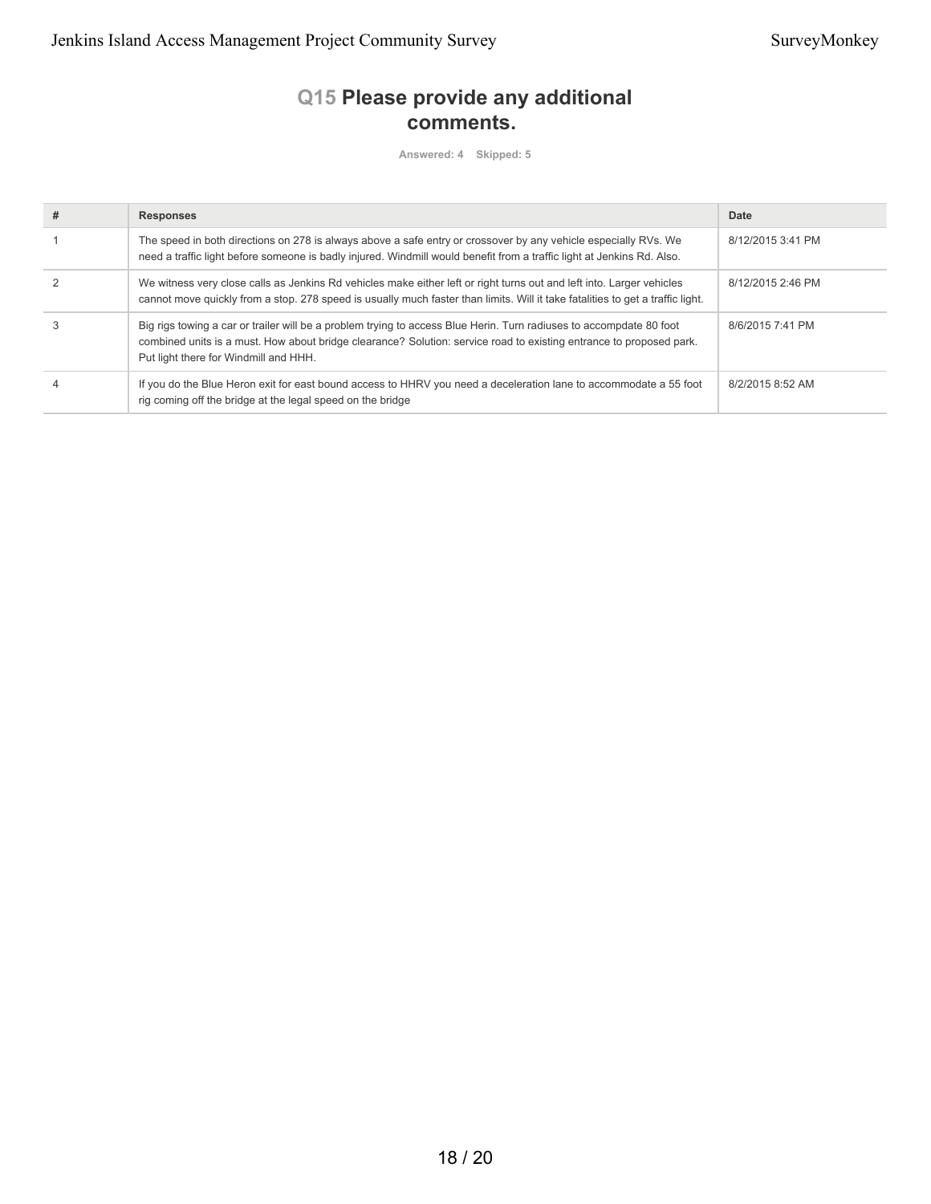## Q15 Please provide any additional comments.

Answered: 4 Skipped: 5

| # | Responses | Date |
|---|---|---|
| 1 | The speed in both directions on 278 is always above a safe entry or crossover by any vehicle especially RVs. We need a traffic light before someone is badly injured. Windmill would benefit from a traffic light at Jenkins Rd. Also. | 8/12/2015 3:41 PM |
| 2 | We witness very close calls as Jenkins Rd vehicles make either left or right turns out and left into. Larger vehicles cannot move quickly from a stop. 278 speed is usually much faster than limits. Will it take fatalities to get a traffic light. | 8/12/2015 2:46 PM |
| 3 | Big rigs towing a car or trailer will be a problem trying to access Blue Herin. Turn radiuses to accompdate 80 foot combined units is a must. How about bridge clearance? Solution: service road to existing entrance to proposed park. Put light there for Windmill and HHH. | 8/6/2015 7:41 PM |
| 4 | If you do the Blue Heron exit for east bound access to HHRV you need a deceleration lane to accommodate a 55 foot rig coming off the bridge at the legal speed on the bridge | 8/2/2015 8:52 AM |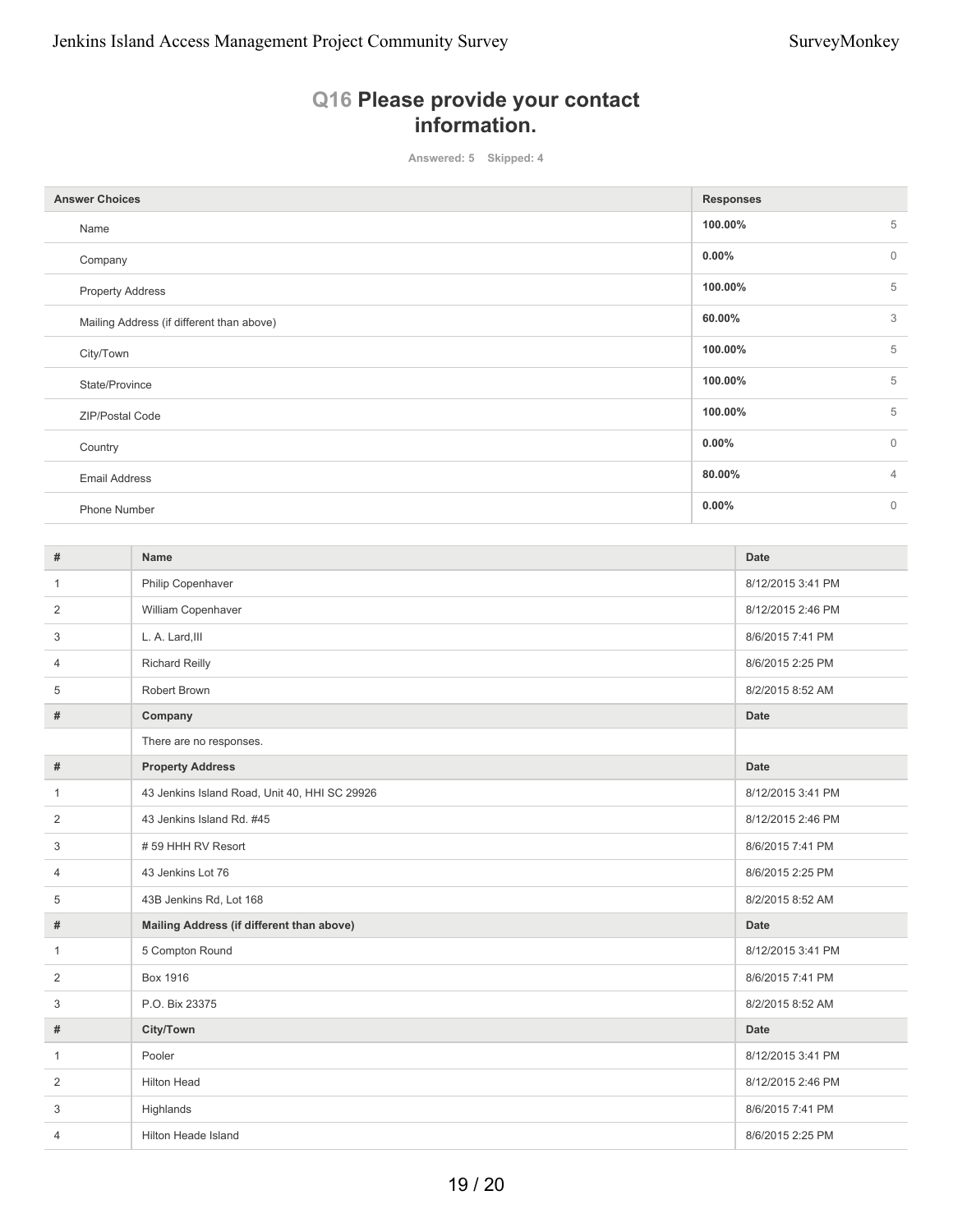## Q16 Please provide your contact information.

Answered: 5 Skipped: 4

| Answer Choices | Responses | |
|---|---|---|
| Name | 100.00% | 5 |
| Company | 0.00% | 0 |
| Property Address | 100.00% | 5 |
| Mailing Address (if different than above) | 60.00% | 3 |
| City/Town | 100.00% | 5 |
| State/Province | 100.00% | 5 |
| ZIP/Postal Code | 100.00% | 5 |
| Country | 0.00% | 0 |
| Email Address | 80.00% | 4 |
| Phone Number | 0.00% | 0 |

| # | Name | Date |
|---|---|---|
| 1 | Philip Copenhaver | 8/12/2015 3:41 PM |
| 2 | William Copenhaver | 8/12/2015 2:46 PM |
| 3 | L. A. Lard,III | 8/6/2015 7:41 PM |
| 4 | Richard Reilly | 8/6/2015 2:25 PM |
| 5 | Robert Brown | 8/2/2015 8:52 AM |
| **#** | **Company** | **Date** |
| | There are no responses. | |
| **#** | **Property Address** | **Date** |
| 1 | 43 Jenkins Island Road, Unit 40, HHI SC 29926 | 8/12/2015 3:41 PM |
| 2 | 43 Jenkins Island Rd. #45 | 8/12/2015 2:46 PM |
| 3 | # 59 HHH RV Resort | 8/6/2015 7:41 PM |
| 4 | 43 Jenkins Lot 76 | 8/6/2015 2:25 PM |
| 5 | 43B Jenkins Rd, Lot 168 | 8/2/2015 8:52 AM |
| **#** | **Mailing Address (if different than above)** | **Date** |
| 1 | 5 Compton Round | 8/12/2015 3:41 PM |
| 2 | Box 1916 | 8/6/2015 7:41 PM |
| 3 | P.O. Bix 23375 | 8/2/2015 8:52 AM |
| **#** | **City/Town** | **Date** |
| 1 | Pooler | 8/12/2015 3:41 PM |
| 2 | Hilton Head | 8/12/2015 2:46 PM |
| 3 | Highlands | 8/6/2015 7:41 PM |
| 4 | Hilton Heade Island | 8/6/2015 2:25 PM |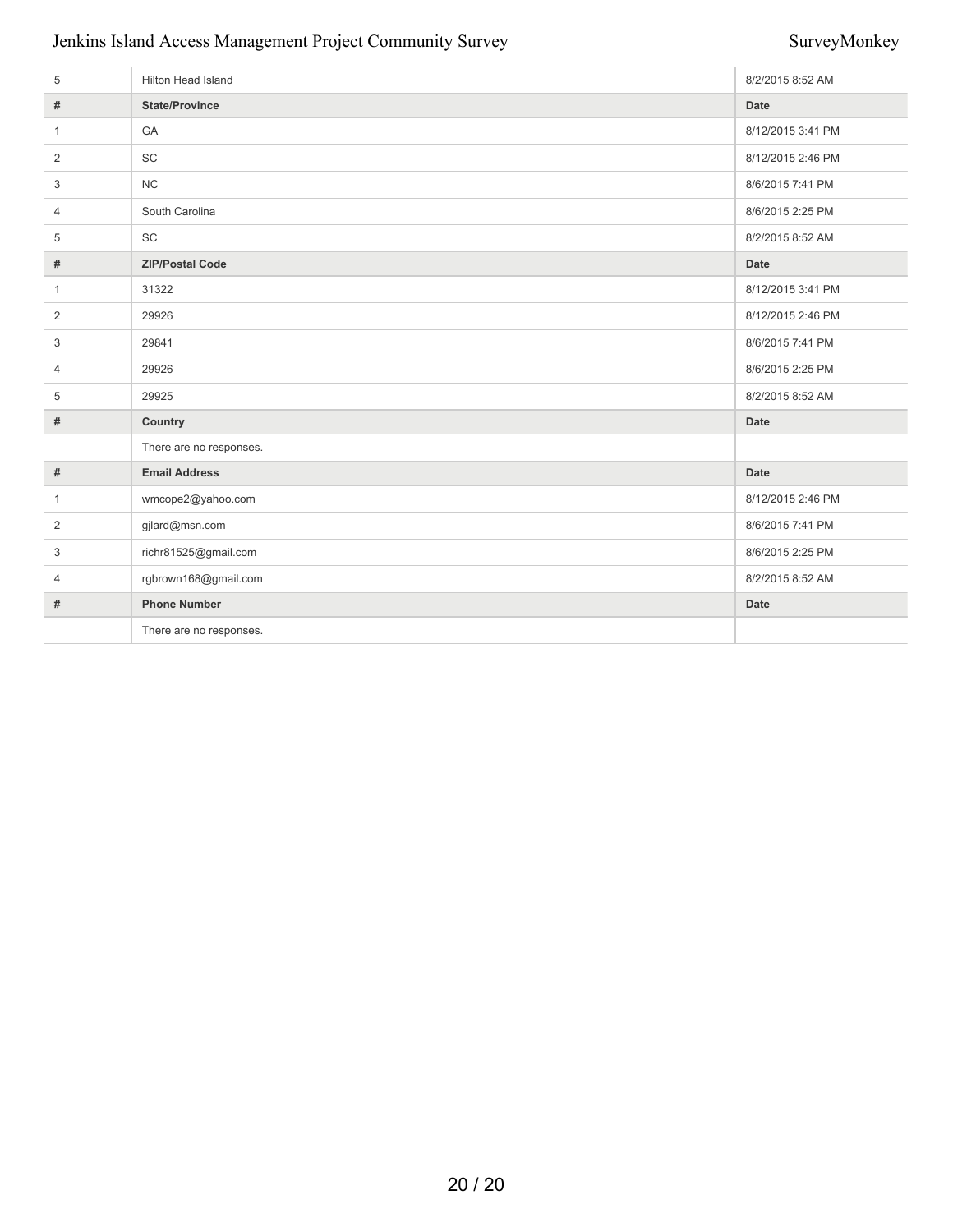| # | | Date |
|---|---|---|
| 5 | Hilton Head Island | 8/2/2015 8:52 AM |
| # | State/Province | Date |
| 1 | GA | 8/12/2015 3:41 PM |
| 2 | SC | 8/12/2015 2:46 PM |
| 3 | NC | 8/6/2015 7:41 PM |
| 4 | South Carolina | 8/6/2015 2:25 PM |
| 5 | SC | 8/2/2015 8:52 AM |
| # | ZIP/Postal Code | Date |
| 1 | 31322 | 8/12/2015 3:41 PM |
| 2 | 29926 | 8/12/2015 2:46 PM |
| 3 | 29841 | 8/6/2015 7:41 PM |
| 4 | 29926 | 8/6/2015 2:25 PM |
| 5 | 29925 | 8/2/2015 8:52 AM |
| # | Country | Date |
| | There are no responses. | |
| # | Email Address | Date |
| 1 | wmcope2@yahoo.com | 8/12/2015 2:46 PM |
| 2 | gjlard@msn.com | 8/6/2015 7:41 PM |
| 3 | richr81525@gmail.com | 8/6/2015 2:25 PM |
| 4 | rgbrown168@gmail.com | 8/2/2015 8:52 AM |
| # | Phone Number | Date |
| | There are no responses. | |